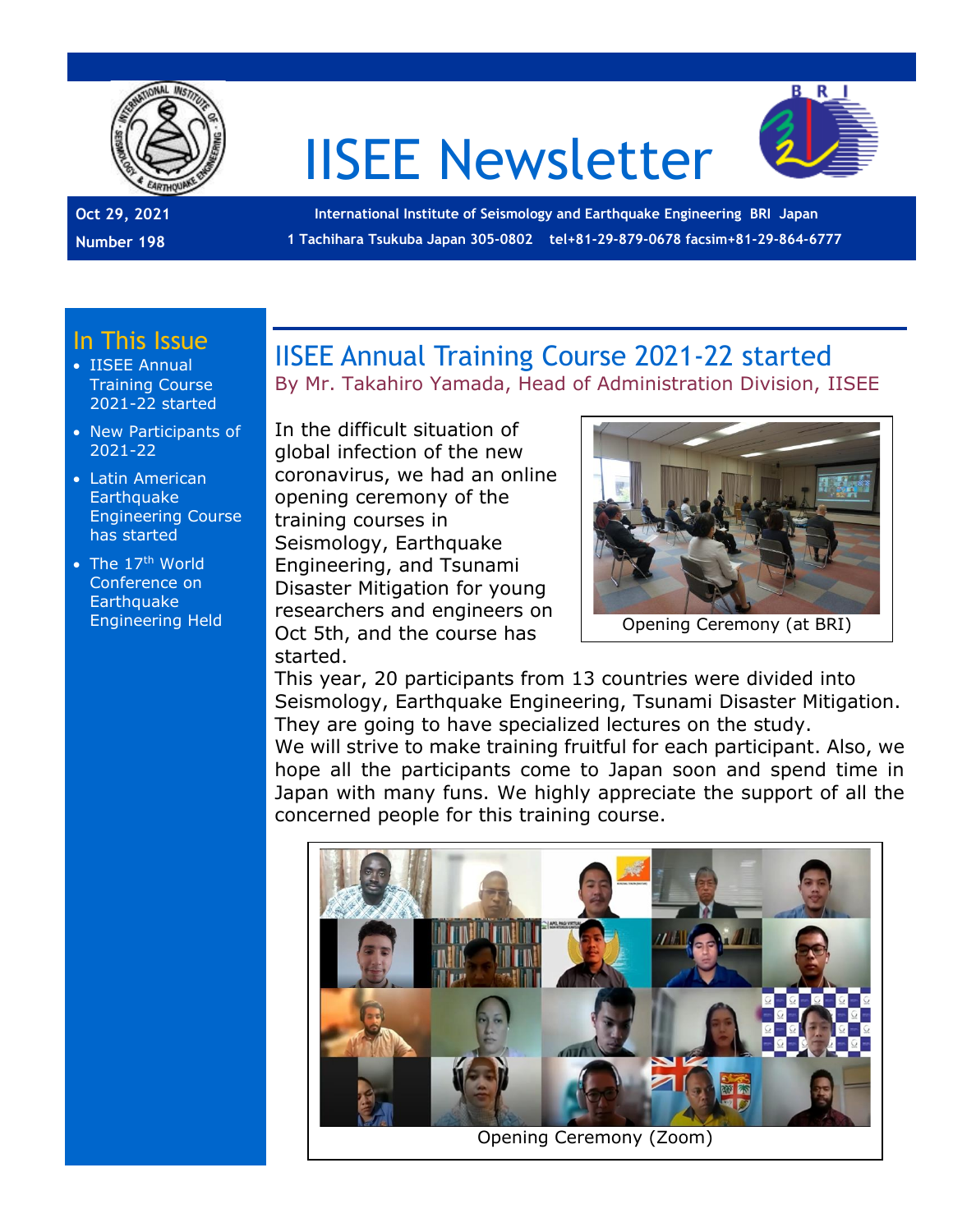# IISEE Newsletter

**Oct 29, 2021**
**Number 198**

**International Institute of Seismology and Earthquake Engineering BRI Japan**
**1 Tachihara Tsukuba Japan 305-0802 tel+81-29-879-0678 facsim+81-29-864-6777**

## In This Issue

- IISEE Annual Training Course 2021-22 started
- New Participants of 2021-22
- Latin American Earthquake Engineering Course has started
- The 17th World Conference on Earthquake Engineering Held

## IISEE Annual Training Course 2021-22 started

By Mr. Takahiro Yamada, Head of Administration Division, IISEE

In the difficult situation of global infection of the new coronavirus, we had an online opening ceremony of the training courses in Seismology, Earthquake Engineering, and Tsunami Disaster Mitigation for young researchers and engineers on Oct 5th, and the course has started.

Opening Ceremony (at BRI)

This year, 20 participants from 13 countries were divided into Seismology, Earthquake Engineering, Tsunami Disaster Mitigation. They are going to have specialized lectures on the study.

We will strive to make training fruitful for each participant. Also, we hope all the participants come to Japan soon and spend time in Japan with many funs. We highly appreciate the support of all the concerned people for this training course.

Opening Ceremony (Zoom)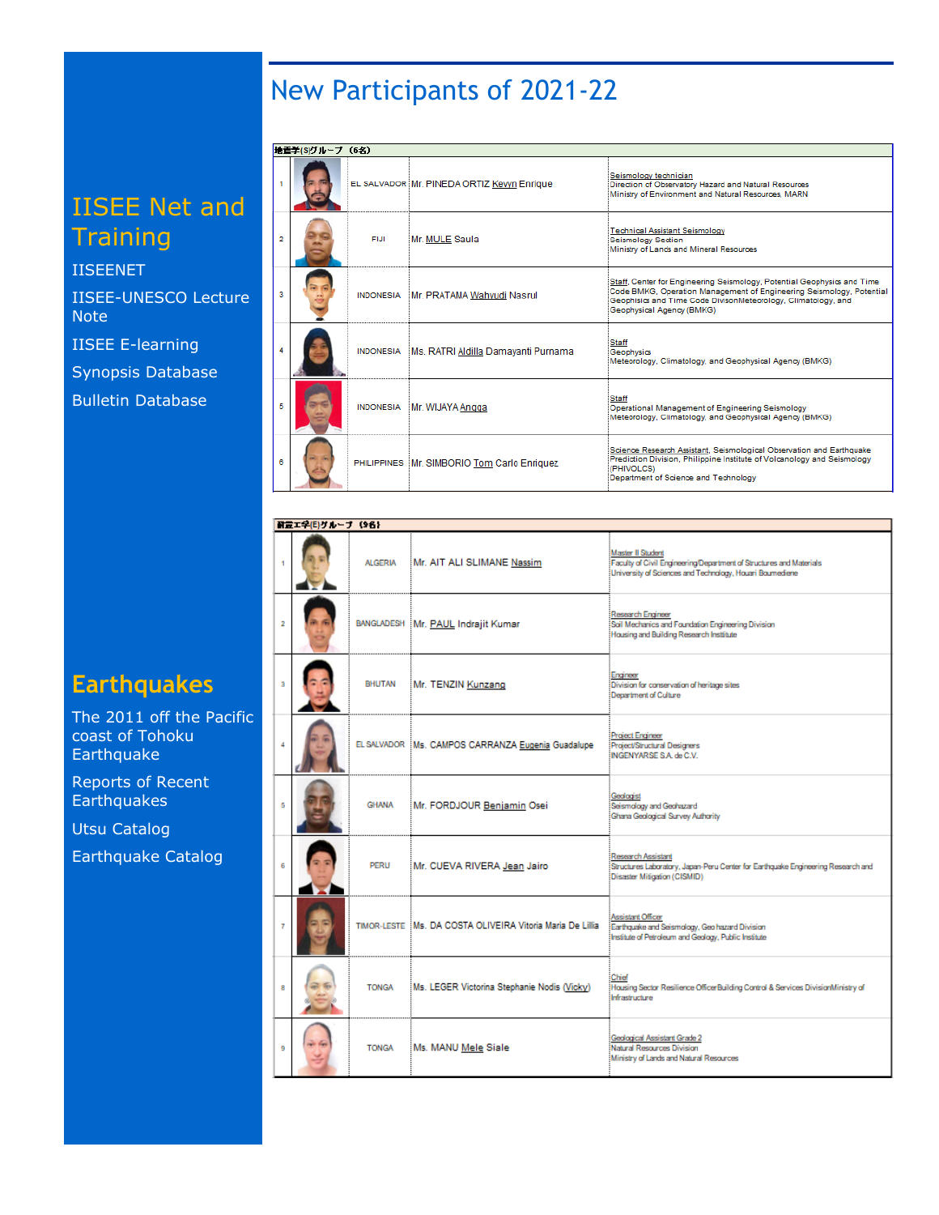# New Participants of 2021-22

| 地震学(S)グループ（6名） | | | | |
|---|---|---|---|---|
| 1 | | EL SALVADOR | Mr. PINEDA ORTIZ Kevyn Enrique | Seismology technician<br>Direction of Observatory Hazard and Natural Resources<br>Ministry of Environment and Natural Resources, MARN |
| 2 | | FIJI | Mr. MULE Saula | Technical Assistant Seismology<br>Seismology Section<br>Ministry of Lands and Mineral Resources |
| 3 | | INDONESIA | Mr. PRATAMA Wahyudi Nasrul | Staff, Center for Engineering Seismology, Potential Geophysics and Time Code BMKG, Operation Management of Engineering Seismology, Potential Geophsics and Time Code DivisonMeteorology, Climatology, and Geophysical Agency (BMKG) |
| 4 | | INDONESIA | Ms. RATRI Aldilla Damayanti Purnama | Staff<br>Geophysics<br>Meteorology, Climatology, and Geophysical Agency (BMKG) |
| 5 | | INDONESIA | Mr. WIJAYA Angga | Staff<br>Operational Management of Engineering Seismology<br>Meteorology, Climatology, and Geophysical Agency (BMKG) |
| 6 | | PHILIPPINES | Mr. SIMBORIO Tom Carlo Enriquez | Science Research Assistant, Seismological Observation and Earthquake Prediction Division, Philippine Institute of Volcanology and Seismology (PHIVOLCS)<br>Department of Science and Technology |

| 耐震工学(E)グループ（9名） | | | | |
|---|---|---|---|---|
| 1 | | ALGERIA | Mr. AIT ALI SLIMANE Nassim | Master II Student<br>Faculty of Civil Engineering/Department of Structures and Materials<br>University of Sciences and Technology, Houari Boumediene |
| 2 | | BANGLADESH | Mr. PAUL Indrajit Kumar | Research Engineer<br>Soil Mechanics and Foundation Engineering Division<br>Housing and Building Research Institute |
| 3 | | BHUTAN | Mr. TENZIN Kunzang | Engineer<br>Division for conservation of heritage sites<br>Department of Culture |
| 4 | | EL SALVADOR | Ms. CAMPOS CARRANZA Eugenia Guadalupe | Project Engineer<br>Project/Structural Designers<br>INGENYARSE S.A. de C.V. |
| 5 | | GHANA | Mr. FORDJOUR Benjamin Osei | Geologist<br>Seismology and Geohazard<br>Ghana Geological Survey Authority |
| 6 | | PERU | Mr. CUEVA RIVERA Jean Jairo | Research Assistant<br>Structures Laboratory, Japan-Peru Center for Earthquake Engineering Research and Disaster Mitigation (CISMID) |
| 7 | | TIMOR-LESTE | Ms. DA COSTA OLIVEIRA Vitoria Maria De Lillia | Assistant Officer<br>Earthquake and Seismology, Geo hazard Division<br>Institute of Petroleum and Geology, Public Institute |
| 8 | | TONGA | Ms. LEGER Victorina Stephanie Nodis (Vicky) | Chief<br>Housing Sector Resilience OfficerBuilding Control & Services DivisionMinistry of Infrastructure |
| 9 | | TONGA | Ms. MANU Mele Siale | Geological Assistant Grade 2<br>Natural Resources Division<br>Ministry of Lands and Natural Resources |

## IISEE Net and Training

IISEENET

IISEE-UNESCO Lecture Note

IISEE E-learning

Synopsis Database

Bulletin Database

## Earthquakes

The 2011 off the Pacific coast of Tohoku Earthquake

Reports of Recent Earthquakes

Utsu Catalog

Earthquake Catalog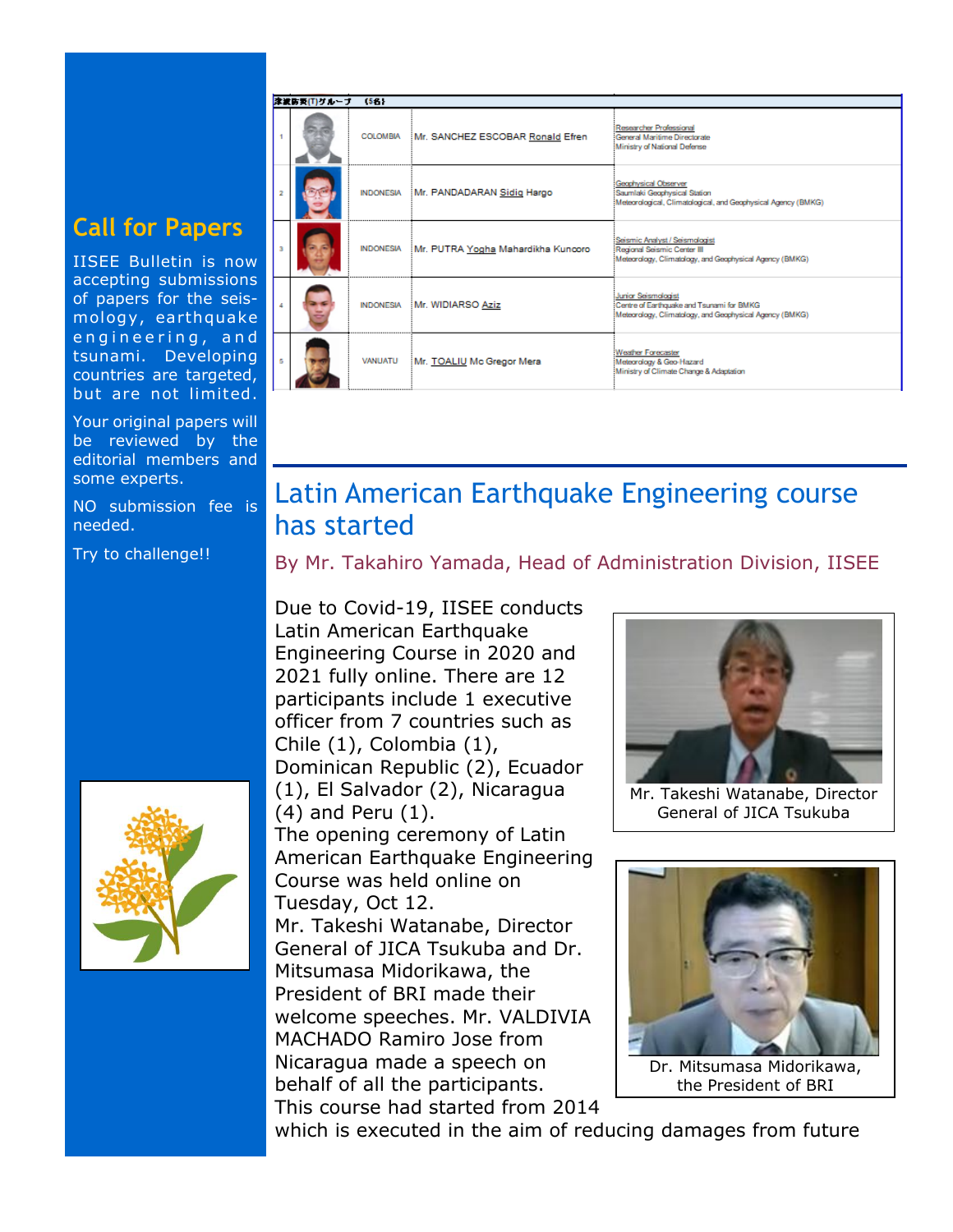| 津波防災(T)グループ (5名) | | | | |
|---|---|---|---|---|
| 1 | | COLOMBIA | Mr. SANCHEZ ESCOBAR Ronald Efren | Researcher Professional<br>General Maritime Directorate<br>Ministry of National Defense |
| 2 | | INDONESIA | Mr. PANDADARAN Sidiq Hargo | Geophysical Observer<br>Saumlaki Geophysical Station<br>Meteorological, Climatological, and Geophysical Agency (BMKG) |
| 3 | | INDONESIA | Mr. PUTRA Yogha Mahardikha Kuncoro | Seismic Analyst / Seismologist<br>Regional Seismic Center III<br>Meteorology, Climatology, and Geophysical Agency (BMKG) |
| 4 | | INDONESIA | Mr. WIDIARSO Aziz | Junior Seismologist<br>Centre of Earthquake and Tsunami for BMKG<br>Meteorology, Climatology, and Geophysical Agency (BMKG) |
| 5 | | VANUATU | Mr. TOALIU Mc Gregor Mera | Weather Forecaster<br>Meteorology & Geo-Hazard<br>Ministry of Climate Change & Adaptation |

## Call for Papers

IISEE Bulletin is now accepting submissions of papers for the seismology, earthquake engineering, and tsunami. Developing countries are targeted, but are not limited.

Your original papers will be reviewed by the editorial members and some experts.

NO submission fee is needed.

Try to challenge!!

## Latin American Earthquake Engineering course has started

By Mr. Takahiro Yamada, Head of Administration Division, IISEE

Due to Covid-19, IISEE conducts Latin American Earthquake Engineering Course in 2020 and 2021 fully online. There are 12 participants include 1 executive officer from 7 countries such as Chile (1), Colombia (1), Dominican Republic (2), Ecuador (1), El Salvador (2), Nicaragua (4) and Peru (1).

The opening ceremony of Latin American Earthquake Engineering Course was held online on Tuesday, Oct 12.

Mr. Takeshi Watanabe, Director General of JICA Tsukuba and Dr. Mitsumasa Midorikawa, the President of BRI made their welcome speeches. Mr. VALDIVIA MACHADO Ramiro Jose from Nicaragua made a speech on behalf of all the participants.

Mr. Takeshi Watanabe, Director General of JICA Tsukuba

Dr. Mitsumasa Midorikawa, the President of BRI

This course had started from 2014 which is executed in the aim of reducing damages from future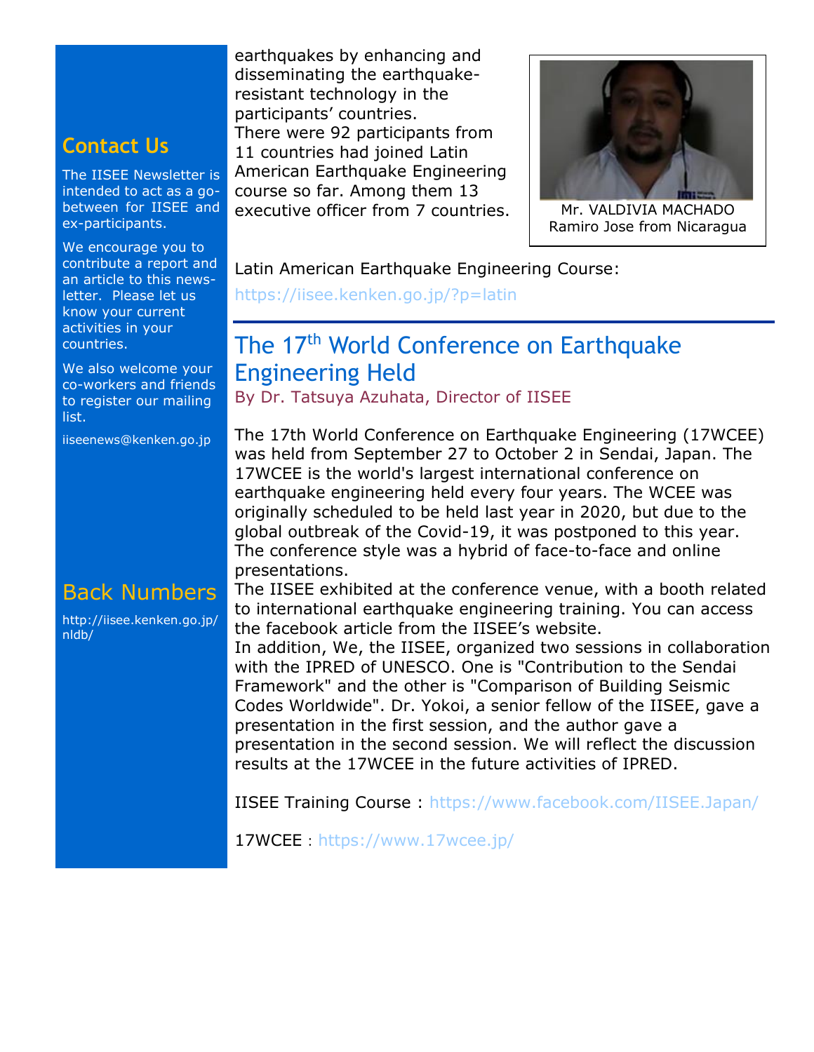earthquakes by enhancing and disseminating the earthquake-resistant technology in the participants' countries.
There were 92 participants from 11 countries had joined Latin American Earthquake Engineering course so far. Among them 13 executive officer from 7 countries.

Mr. VALDIVIA MACHADO Ramiro Jose from Nicaragua

Latin American Earthquake Engineering Course:
https://iisee.kenken.go.jp/?p=latin

## The 17th World Conference on Earthquake Engineering Held

By Dr. Tatsuya Azuhata, Director of IISEE

The 17th World Conference on Earthquake Engineering (17WCEE) was held from September 27 to October 2 in Sendai, Japan. The 17WCEE is the world's largest international conference on earthquake engineering held every four years. The WCEE was originally scheduled to be held last year in 2020, but due to the global outbreak of the Covid-19, it was postponed to this year. The conference style was a hybrid of face-to-face and online presentations.
The IISEE exhibited at the conference venue, with a booth related to international earthquake engineering training. You can access the facebook article from the IISEE's website.
In addition, We, the IISEE, organized two sessions in collaboration with the IPRED of UNESCO. One is "Contribution to the Sendai Framework" and the other is "Comparison of Building Seismic Codes Worldwide". Dr. Yokoi, a senior fellow of the IISEE, gave a presentation in the first session, and the author gave a presentation in the second session. We will reflect the discussion results at the 17WCEE in the future activities of IPRED.

IISEE Training Course : https://www.facebook.com/IISEE.Japan/

17WCEE : https://www.17wcee.jp/

## Contact Us

The IISEE Newsletter is intended to act as a go-between for IISEE and ex-participants.

We encourage you to contribute a report and an article to this newsletter. Please let us know your current activities in your countries.

We also welcome your co-workers and friends to register our mailing list.

iiseenews@kenken.go.jp

## Back Numbers

http://iisee.kenken.go.jp/nldb/